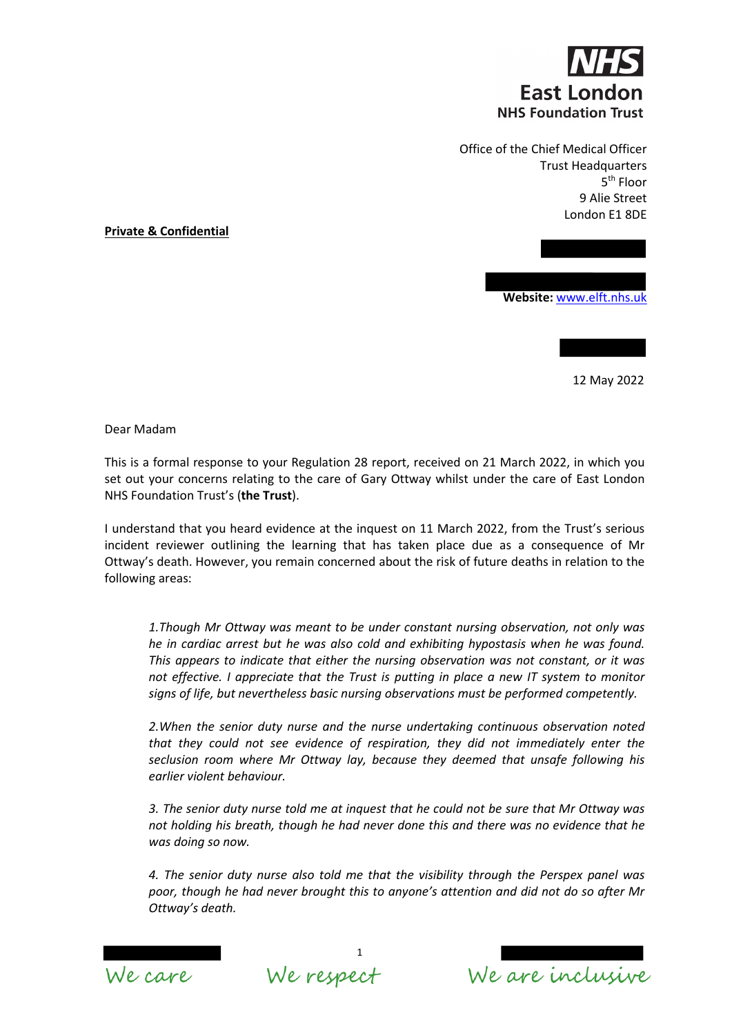NHS
**East London**
**NHS Foundation Trust**

Office of the Chief Medical Officer
Trust Headquarters
5th Floor
9 Alie Street
London E1 8DE

**Private & Confidential**

**Website:** www.elft.nhs.uk

12 May 2022

Dear Madam

This is a formal response to your Regulation 28 report, received on 21 March 2022, in which you set out your concerns relating to the care of Gary Ottway whilst under the care of East London NHS Foundation Trust's (**the Trust**).

I understand that you heard evidence at the inquest on 11 March 2022, from the Trust's serious incident reviewer outlining the learning that has taken place due as a consequence of Mr Ottway's death. However, you remain concerned about the risk of future deaths in relation to the following areas:

> *1.Though Mr Ottway was meant to be under constant nursing observation, not only was he in cardiac arrest but he was also cold and exhibiting hypostasis when he was found. This appears to indicate that either the nursing observation was not constant, or it was not effective. I appreciate that the Trust is putting in place a new IT system to monitor signs of life, but nevertheless basic nursing observations must be performed competently.*
>
> *2.When the senior duty nurse and the nurse undertaking continuous observation noted that they could not see evidence of respiration, they did not immediately enter the seclusion room where Mr Ottway lay, because they deemed that unsafe following his earlier violent behaviour.*
>
> *3. The senior duty nurse told me at inquest that he could not be sure that Mr Ottway was not holding his breath, though he had never done this and there was no evidence that he was doing so now.*
>
> *4. The senior duty nurse also told me that the visibility through the Perspex panel was poor, though he had never brought this to anyone's attention and did not do so after Mr Ottway's death.*

We care We respect We are inclusive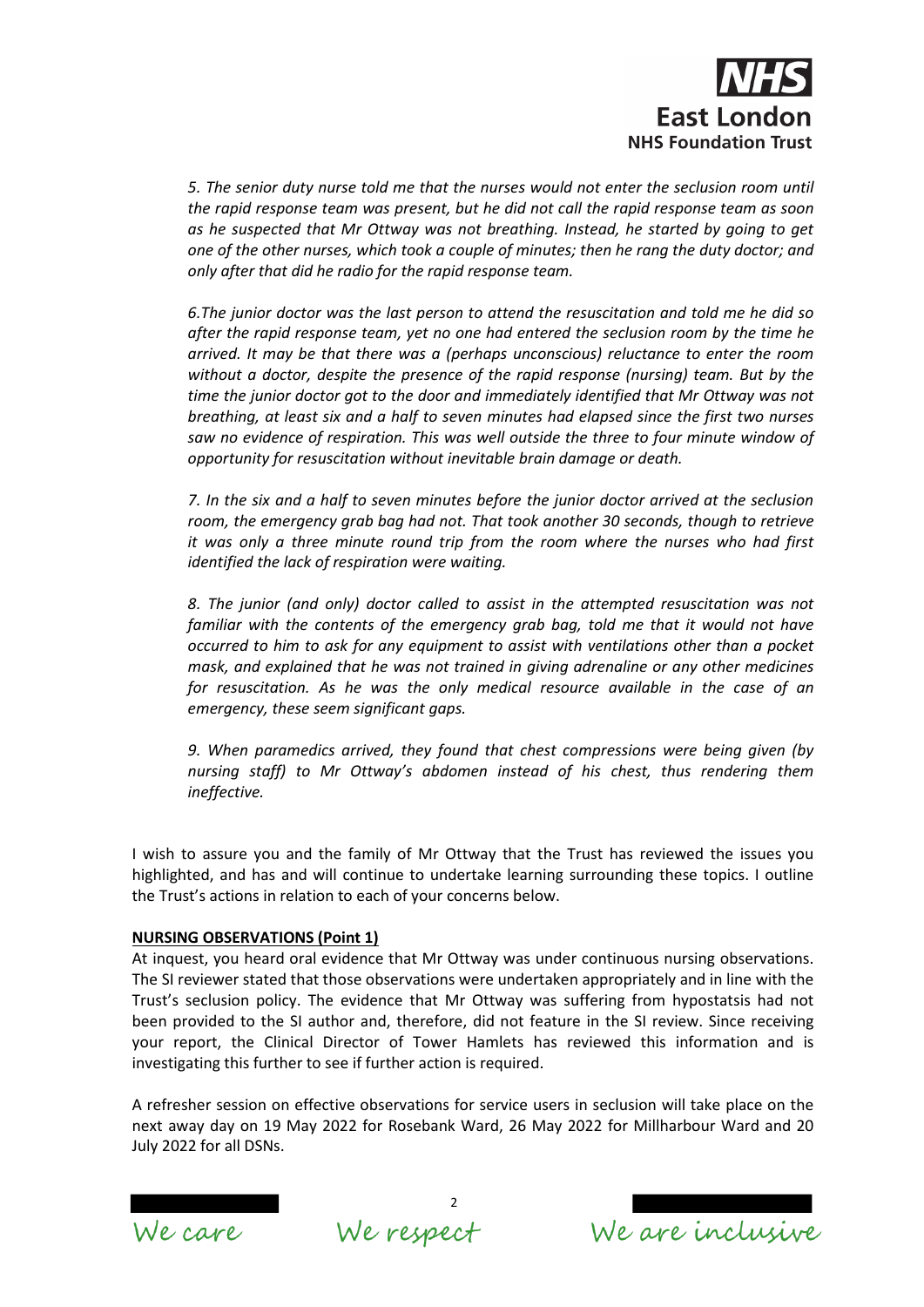*5. The senior duty nurse told me that the nurses would not enter the seclusion room until the rapid response team was present, but he did not call the rapid response team as soon as he suspected that Mr Ottway was not breathing. Instead, he started by going to get one of the other nurses, which took a couple of minutes; then he rang the duty doctor; and only after that did he radio for the rapid response team.*

*6.The junior doctor was the last person to attend the resuscitation and told me he did so after the rapid response team, yet no one had entered the seclusion room by the time he arrived. It may be that there was a (perhaps unconscious) reluctance to enter the room without a doctor, despite the presence of the rapid response (nursing) team. But by the time the junior doctor got to the door and immediately identified that Mr Ottway was not breathing, at least six and a half to seven minutes had elapsed since the first two nurses saw no evidence of respiration. This was well outside the three to four minute window of opportunity for resuscitation without inevitable brain damage or death.*

*7. In the six and a half to seven minutes before the junior doctor arrived at the seclusion room, the emergency grab bag had not. That took another 30 seconds, though to retrieve it was only a three minute round trip from the room where the nurses who had first identified the lack of respiration were waiting.*

*8. The junior (and only) doctor called to assist in the attempted resuscitation was not familiar with the contents of the emergency grab bag, told me that it would not have occurred to him to ask for any equipment to assist with ventilations other than a pocket mask, and explained that he was not trained in giving adrenaline or any other medicines for resuscitation. As he was the only medical resource available in the case of an emergency, these seem significant gaps.*

*9. When paramedics arrived, they found that chest compressions were being given (by nursing staff) to Mr Ottway's abdomen instead of his chest, thus rendering them ineffective.*

I wish to assure you and the family of Mr Ottway that the Trust has reviewed the issues you highlighted, and has and will continue to undertake learning surrounding these topics. I outline the Trust's actions in relation to each of your concerns below.

**NURSING OBSERVATIONS (Point 1)**

At inquest, you heard oral evidence that Mr Ottway was under continuous nursing observations. The SI reviewer stated that those observations were undertaken appropriately and in line with the Trust's seclusion policy. The evidence that Mr Ottway was suffering from hypostatsis had not been provided to the SI author and, therefore, did not feature in the SI review. Since receiving your report, the Clinical Director of Tower Hamlets has reviewed this information and is investigating this further to see if further action is required.

A refresher session on effective observations for service users in seclusion will take place on the next away day on 19 May 2022 for Rosebank Ward, 26 May 2022 for Millharbour Ward and 20 July 2022 for all DSNs.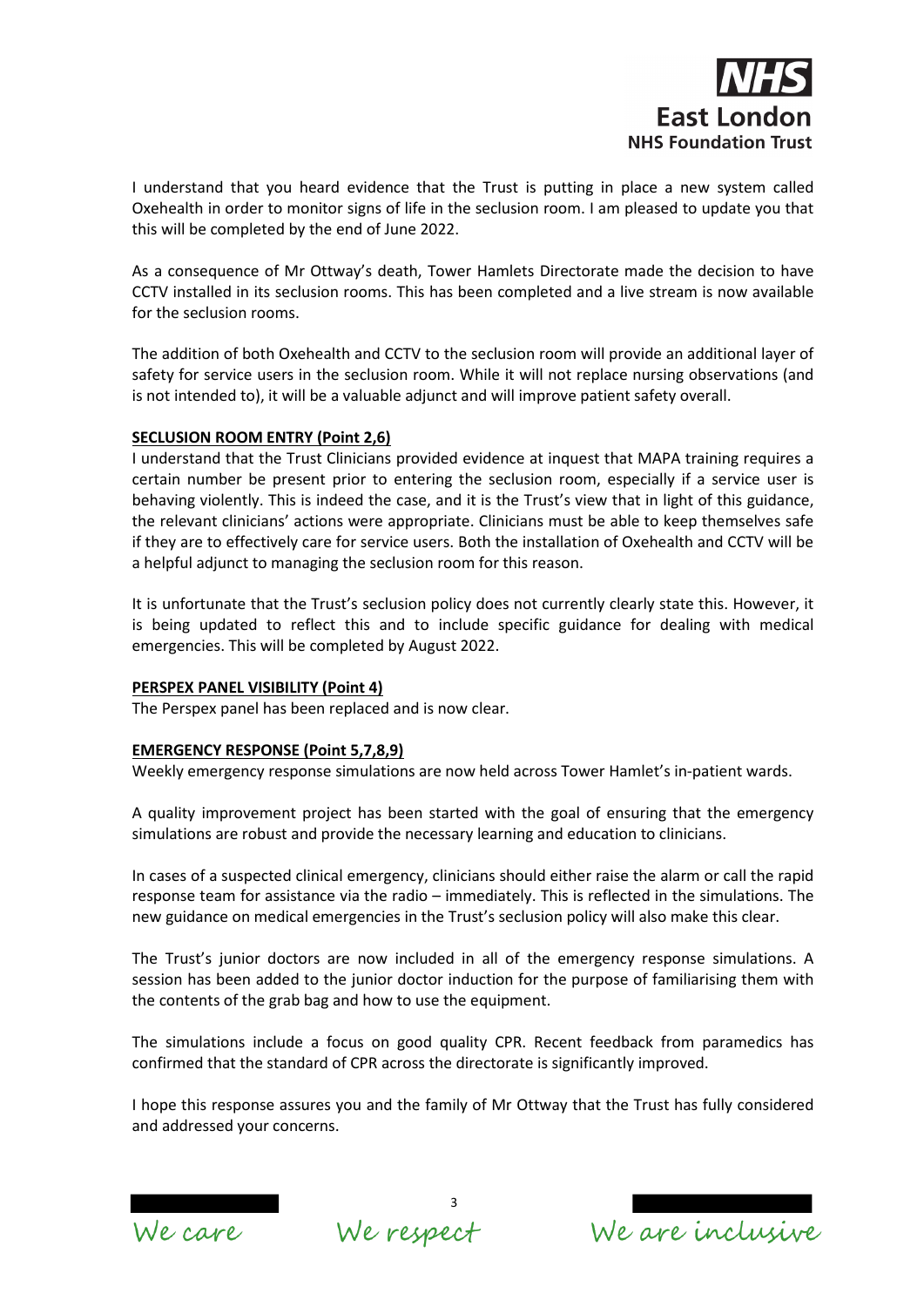I understand that you heard evidence that the Trust is putting in place a new system called Oxehealth in order to monitor signs of life in the seclusion room. I am pleased to update you that this will be completed by the end of June 2022.

As a consequence of Mr Ottway's death, Tower Hamlets Directorate made the decision to have CCTV installed in its seclusion rooms. This has been completed and a live stream is now available for the seclusion rooms.

The addition of both Oxehealth and CCTV to the seclusion room will provide an additional layer of safety for service users in the seclusion room. While it will not replace nursing observations (and is not intended to), it will be a valuable adjunct and will improve patient safety overall.

**SECLUSION ROOM ENTRY (Point 2,6)**

I understand that the Trust Clinicians provided evidence at inquest that MAPA training requires a certain number be present prior to entering the seclusion room, especially if a service user is behaving violently. This is indeed the case, and it is the Trust's view that in light of this guidance, the relevant clinicians' actions were appropriate. Clinicians must be able to keep themselves safe if they are to effectively care for service users. Both the installation of Oxehealth and CCTV will be a helpful adjunct to managing the seclusion room for this reason.

It is unfortunate that the Trust's seclusion policy does not currently clearly state this. However, it is being updated to reflect this and to include specific guidance for dealing with medical emergencies. This will be completed by August 2022.

**PERSPEX PANEL VISIBILITY (Point 4)**

The Perspex panel has been replaced and is now clear.

**EMERGENCY RESPONSE (Point 5,7,8,9)**

Weekly emergency response simulations are now held across Tower Hamlet's in-patient wards.

A quality improvement project has been started with the goal of ensuring that the emergency simulations are robust and provide the necessary learning and education to clinicians.

In cases of a suspected clinical emergency, clinicians should either raise the alarm or call the rapid response team for assistance via the radio – immediately. This is reflected in the simulations. The new guidance on medical emergencies in the Trust's seclusion policy will also make this clear.

The Trust's junior doctors are now included in all of the emergency response simulations. A session has been added to the junior doctor induction for the purpose of familiarising them with the contents of the grab bag and how to use the equipment.

The simulations include a focus on good quality CPR. Recent feedback from paramedics has confirmed that the standard of CPR across the directorate is significantly improved.

I hope this response assures you and the family of Mr Ottway that the Trust has fully considered and addressed your concerns.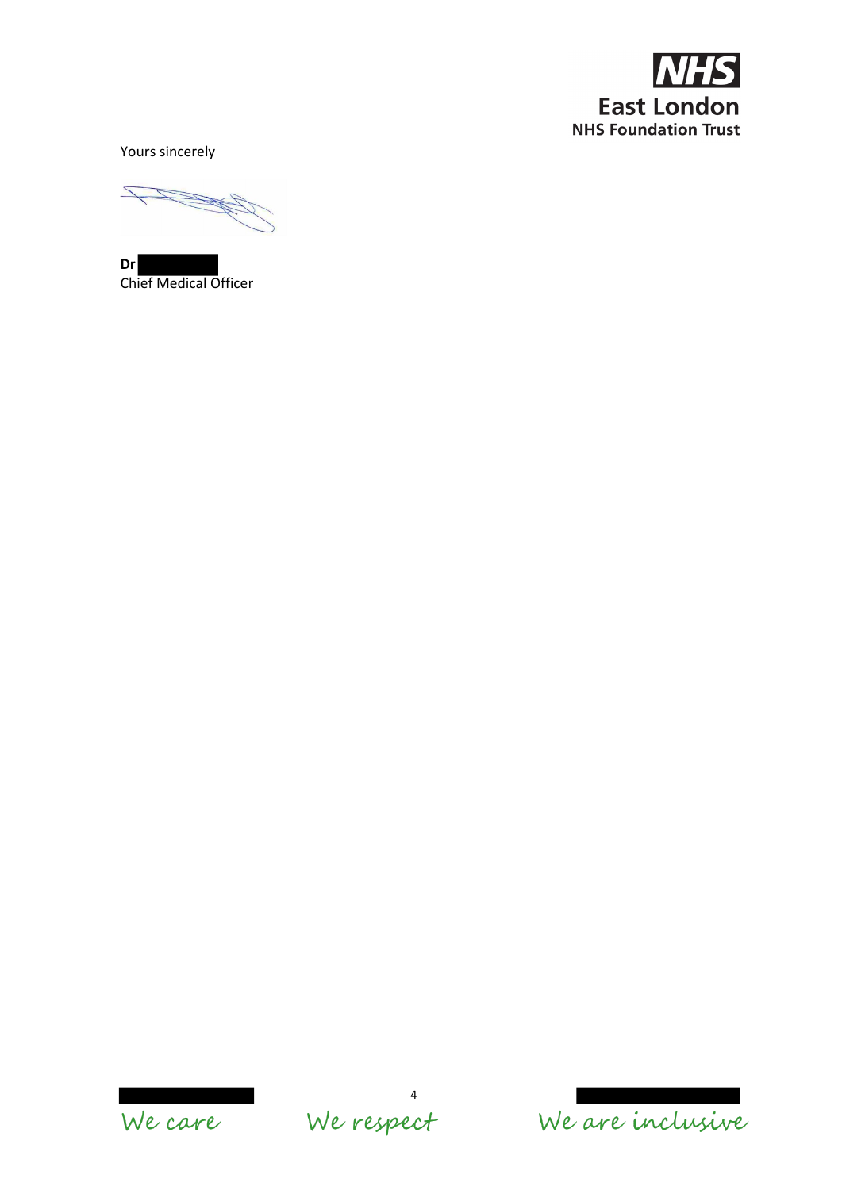Yours sincerely

**Dr**
Chief Medical Officer